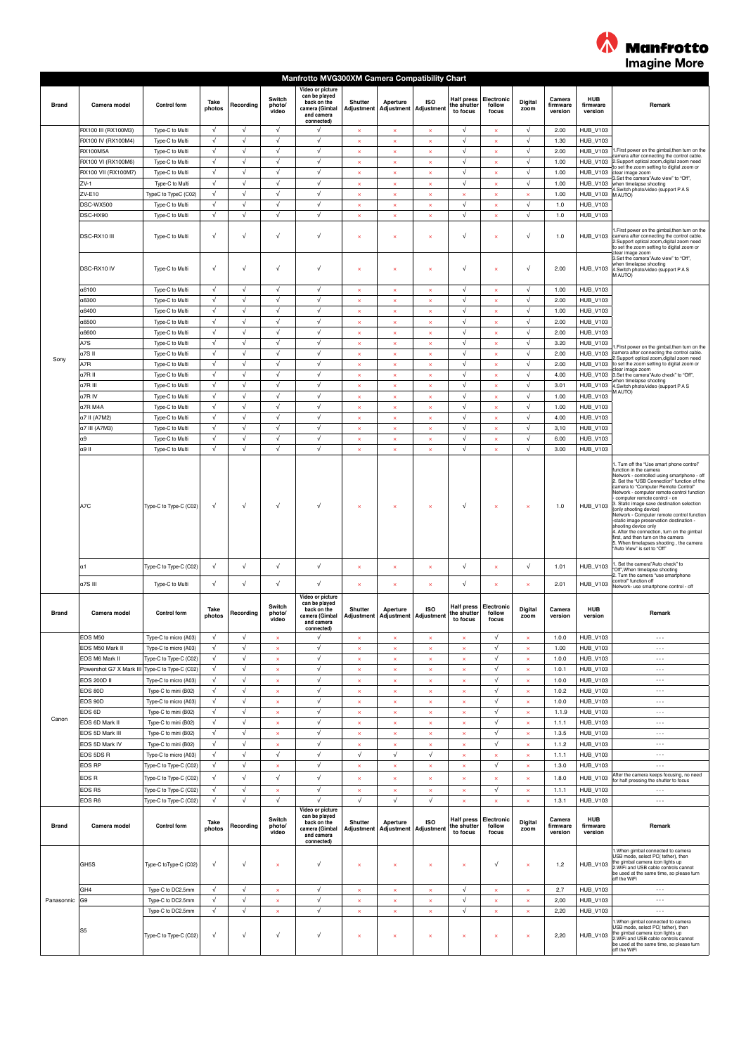# Manfrotto MVG300XM Camera Compatibility Chart

| Brand | Camera model | Control form | Take photos | Recording | Switch photo/ video | Video or picture can be played back on the camera (Gimbal and camera connected) | Shutter Adjustment | Aperture Adjustment | ISO Adjustment | Half press the shutter to focus | Electronic follow focus | Digital zoom | Camera firmware version | HUB firmware version | Remark |
|---|---|---|---|---|---|---|---|---|---|---|---|---|---|---|---|
| Sony | RX100 III (RX100M3) | Type-C to Multi | √ | √ | √ | √ | × | × | × | √ | × | √ | 2.00 | HUB_V103 | 1.First power on the gimbal,then turn on the camera after connecting the control cable. 2.Support optical zoom,digital zoom need to set the zoom setting to digital zoom or clear image zoom 3.Set the camera"Auto view" to "Off", when timelapse shooting 4.Switch photo/video (support P A S M AUTO) |
| | RX100 IV (RX100M4) | Type-C to Multi | √ | √ | √ | √ | × | × | × | √ | × | √ | 1.30 | HUB_V103 | |
| | RX100M5A | Type-C to Multi | √ | √ | √ | √ | × | × | × | √ | × | √ | 2.00 | HUB_V103 | |
| | RX100 VI (RX100M6) | Type-C to Multi | √ | √ | √ | √ | × | × | × | √ | × | √ | 1.00 | HUB_V103 | |
| | RX100 VII (RX100M7) | Type-C to Multi | √ | √ | √ | √ | × | × | × | √ | × | √ | 1.00 | HUB_V103 | |
| | ZV-1 | Type-C to Multi | √ | √ | √ | √ | × | × | × | √ | × | √ | 1.00 | HUB_V103 | |
| | ZV-E10 | TypeC to TypeC (C02) | √ | √ | √ | √ | × | × | × | × | × | × | 1.00 | HUB_V103 | |
| | DSC-WX500 | Type-C to Multi | √ | √ | √ | √ | × | × | × | √ | × | √ | 1.0 | HUB_V103 | |
| | DSC-HX90 | Type-C to Multi | √ | √ | √ | √ | × | × | × | √ | × | √ | 1.0 | HUB_V103 | |
| | DSC-RX10 III | Type-C to Multi | √ | √ | √ | √ | × | × | × | √ | × | √ | 1.0 | HUB_V103 | 1.First power on the gimbal,then turn on the camera after connecting the control cable. 2.Support optical zoom,digital zoom need to set the zoom setting to digital zoom or clear image zoom 3.Set the camera"Auto view" to "Off", when timelapse shooting 4.Switch photo/video (support P A S M AUTO) |
| | DSC-RX10 IV | Type-C to Multi | √ | √ | √ | √ | × | × | × | √ | × | √ | 2.00 | HUB_V103 | |
| | a6100 | Type-C to Multi | √ | √ | √ | √ | × | × | × | √ | × | √ | 1.00 | HUB_V103 | 1.First power on the gimbal,then turn on the camera after connecting the control cable. 2.Support optical zoom,digital zoom need to set the zoom setting to digital zoom or clear image zoom 3.Set the camera"Auto check" to "Off", when timelapse shooting 4.Switch photo/video (support P A S M AUTO) |
| | a6300 | Type-C to Multi | √ | √ | √ | √ | × | × | × | √ | × | √ | 2.00 | HUB_V103 | |
| | a6400 | Type-C to Multi | √ | √ | √ | √ | × | × | × | √ | × | √ | 1.00 | HUB_V103 | |
| | a6500 | Type-C to Multi | √ | √ | √ | √ | × | × | × | √ | × | √ | 2.00 | HUB_V103 | |
| | a6600 | Type-C to Multi | √ | √ | √ | √ | × | × | × | √ | × | √ | 2.00 | HUB_V103 | |
| | A7S | Type-C to Multi | √ | √ | √ | √ | × | × | × | √ | × | √ | 3.20 | HUB_V103 | |
| | a7S II | Type-C to Multi | √ | √ | √ | √ | × | × | × | √ | × | √ | 2.00 | HUB_V103 | |
| | A7R | Type-C to Multi | √ | √ | √ | √ | × | × | × | √ | × | √ | 2.00 | HUB_V103 | |
| | a7R II | Type-C to Multi | √ | √ | √ | √ | × | × | × | √ | × | √ | 4.00 | HUB_V103 | |
| | a7R III | Type-C to Multi | √ | √ | √ | √ | × | × | × | √ | × | √ | 3.01 | HUB_V103 | |
| | a7R IV | Type-C to Multi | √ | √ | √ | √ | × | × | × | √ | × | √ | 1.00 | HUB_V103 | |
| | a7R M4A | Type-C to Multi | √ | √ | √ | √ | × | × | × | √ | × | √ | 1.00 | HUB_V103 | |
| | a7 II (A7M2) | Type-C to Multi | √ | √ | √ | √ | × | × | × | √ | × | √ | 4.00 | HUB_V103 | |
| | a7 III (A7M3) | Type-C to Multi | √ | √ | √ | √ | × | × | × | √ | × | √ | 3,10 | HUB_V103 | |
| | a9 | Type-C to Multi | √ | √ | √ | √ | × | × | × | √ | × | √ | 6.00 | HUB_V103 | |
| | a9 II | Type-C to Multi | √ | √ | √ | √ | × | × | × | √ | × | √ | 3.00 | HUB_V103 | |
| | A7C | Type-C to Type-C (C02) | √ | √ | √ | √ | × | × | × | √ | × | × | 1.0 | HUB_V103 | 1. Turn off the "Use smart phone control" function in the camera Network - controlled using smartphone - off 2. Set the "USB Connection" function of the camera to "Computer Remote Control" Network - computer remote control function - computer remote control - on 3. Static image save destination selection (only shooting device) Network - Computer remote control function -static image preservation destination - shooting device only 4. After the connection, turn on the gimbal first, and then turn on the camera 5. When timelapses shooting , the camera "Auto View" is set to "Off" |
| | α1 | Type-C to Type-C (C02) | √ | √ | √ | √ | × | × | × | √ | × | √ | 1.01 | HUB_V103 | 1. Set the camera"Auto check" to "Off",When timelapse shooting 2. Turn the camera "use smartphone control" function off Network- use smartphone control - off |
| | a7S III | Type-C to Multi | √ | √ | √ | √ | × | × | × | √ | × | × | 2.01 | HUB_V103 | |

| Brand | Camera model | Control form | Take photos | Recording | Switch photo/ video | Video or picture can be played back on the camera (Gimbal and camera connected) | Shutter Adjustment | Aperture Adjustment | ISO Adjustment | Half press the shutter to focus | Electronic follow focus | Digital zoom | Camera version | HUB version | Remark |
|---|---|---|---|---|---|---|---|---|---|---|---|---|---|---|---|
| Canon | EOS M50 | Type-C to micro (A03) | √ | √ | × | √ | × | × | × | × | √ | × | 1.0.0 | HUB_V103 | --- |
| | EOS M50 Mark II | Type-C to micro (A03) | √ | √ | × | √ | × | × | × | × | √ | × | 1.00 | HUB_V103 | --- |
| | EOS M6 Mark II | Type-C to Type-C (C02) | √ | √ | × | √ | × | × | × | × | √ | × | 1.0.0 | HUB_V103 | --- |
| | Powershot G7 X Mark III | Type-C to Type-C (C02) | √ | √ | × | √ | × | × | × | × | √ | × | 1.0.1 | HUB_V103 | --- |
| | EOS 200D II | Type-C to micro (A03) | √ | √ | × | √ | × | × | × | × | √ | × | 1.0.0 | HUB_V103 | --- |
| | EOS 80D | Type-C to mini (B02) | √ | √ | × | √ | × | × | × | × | √ | × | 1.0.2 | HUB_V103 | --- |
| | EOS 90D | Type-C to micro (A03) | √ | √ | × | √ | × | × | × | × | √ | × | 1.0.0 | HUB_V103 | --- |
| | EOS 6D | Type-C to mini (B02) | √ | √ | × | √ | × | × | × | × | √ | × | 1.1.9 | HUB_V103 | --- |
| | EOS 6D Mark II | Type-C to mini (B02) | √ | √ | × | √ | × | × | × | × | √ | × | 1.1.1 | HUB_V103 | --- |
| | EOS 5D Mark III | Type-C to mini (B02) | √ | √ | × | √ | × | × | × | × | √ | × | 1.3.5 | HUB_V103 | --- |
| | EOS 5D Mark IV | Type-C to mini (B02) | √ | √ | × | √ | × | × | × | × | √ | × | 1.1.2 | HUB_V103 | --- |
| | EOS 5DS R | Type-C to micro (A03) | √ | √ | √ | √ | √ | √ | √ | × | × | × | 1.1.1 | HUB_V103 | --- |
| | EOS RP | Type-C to Type-C (C02) | √ | √ | × | √ | × | × | × | × | √ | × | 1.3.0 | HUB_V103 | --- |
| | EOS R | Type-C to Type-C (C02) | √ | √ | √ | √ | × | × | × | × | × | × | 1.8.0 | HUB_V103 | After the camera keeps focusing, no need for half pressing the shutter to focus |
| | EOS R5 | Type-C to Type-C (C02) | √ | √ | × | √ | × | × | × | × | √ | × | 1.1.1 | HUB_V103 | --- |
| | EOS R6 | Type-C to Type-C (C02) | √ | √ | √ | √ | √ | √ | √ | × | × | × | 1.3.1 | HUB_V103 | --- |

| Brand | Camera model | Control form | Take photos | Recording | Switch photo/ video | Video or picture can be played back on the camera (Gimbal and camera connected) | Shutter Adjustment | Aperture Adjustment | ISO Adjustment | Half press the shutter to focus | Electronic follow focus | Digital zoom | Camera firmware version | HUB firmware version | Remark |
|---|---|---|---|---|---|---|---|---|---|---|---|---|---|---|---|
| Panasonic | GH5S | Type-C toType-C (C02) | √ | √ | × | √ | × | × | × | × | √ | × | 1,2 | HUB_V103 | 1.When gimbal connected to camera USB mode, select PC( tether), then the gimbal camera icon lights up 2.WiFi and USB cable controls cannot be used at the same time, so please turn off the WiFi |
| | GH4 | Type-C to DC2.5mm | √ | √ | × | √ | × | × | × | √ | × | × | 2,7 | HUB_V103 | --- |
| | G9 | Type-C to DC2.5mm | √ | √ | × | √ | × | × | × | √ | × | × | 2,00 | HUB_V103 | --- |
| | | Type-C to DC2.5mm | √ | √ | × | √ | × | × | × | √ | × | × | 2,20 | HUB_V103 | --- |
| | S5 | Type-C to Type-C (C02) | √ | √ | √ | √ | × | × | × | × | × | × | 2,20 | HUB_V103 | 1.When gimbal connected to camera USB mode, select PC( tether), then the gimbal camera icon lights up 2.WiFi and USB cable controls cannot be used at the same time, so please turn off the WiFi |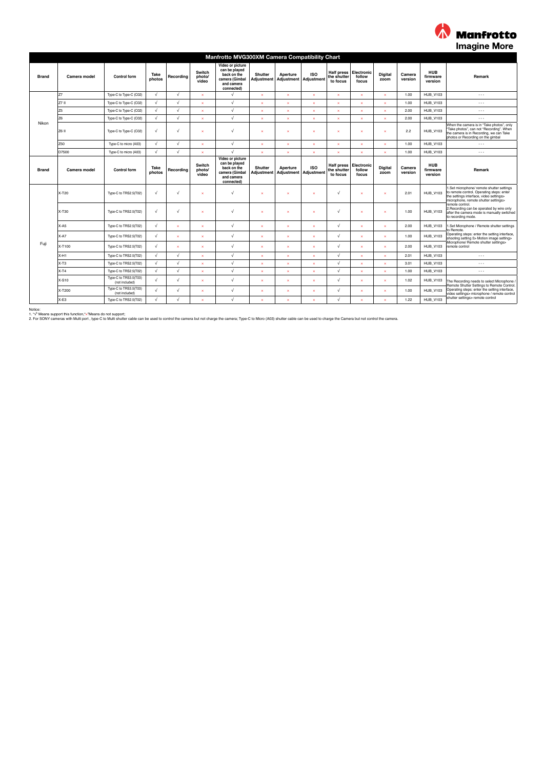Manfrotto
Imagine More

## Manfrotto MVG300XM Camera Compatibility Chart

| Brand | Camera model | Control form | Take photos | Recording | Switch photo/ video | Video or picture can be played back on the camera (Gimbal and camera connected) | Shutter Adjustment | Aperture Adjustment | ISO Adjustment | Half press the shutter to focus | Electronic follow focus | Digital zoom | Camera version | HUB firmware version | Remark |
|---|---|---|---|---|---|---|---|---|---|---|---|---|---|---|---|
| Nikon | Z7 | Type-C to Type-C (C02) | √ | √ | × | √ | × | × | × | × | × | × | 1.00 | HUB_V103 | --- |
| | Z7 II | Type-C to Type-C (C02) | √ | √ | × | √ | × | × | × | × | × | × | 1.00 | HUB_V103 | --- |
| | Z5 | Type-C to Type-C (C02) | √ | √ | × | √ | × | × | × | × | × | × | 2.00 | HUB_V103 | --- |
| | Z6 | Type-C to Type-C (C02) | √ | √ | × | √ | × | × | × | × | × | × | 2.00 | HUB_V103 | --- |
| | Z6 II | Type-C to Type-C (C02) | √ | √ | × | √ | × | × | × | × | × | × | 2.2 | HUB_V103 | When the camera is in "Take photos", only "Take photos", can not "Recording". When the camera is in Recording, we can Take photos or Recording on the gimbal |
| | Z50 | Type-C to micro (A03) | √ | √ | × | √ | × | × | × | × | × | × | 1.00 | HUB_V103 | --- |
| | D7500 | Type-C to micro (A03) | √ | √ | × | √ | × | × | × | × | × | × | 1.00 | HUB_V103 | --- |
| **Brand** | **Camera model** | **Control form** | **Take photos** | **Recording** | **Switch photo/ video** | **Video or picture can be played back on the camera (Gimbal and camera connected)** | **Shutter Adjustment** | **Aperture Adjustment** | **ISO Adjustment** | **Half press the shutter to focus** | **Electronic follow focus** | **Digital zoom** | **Camera version** | **HUB firmware version** | **Remark** |
| Fuji | X-T20 | Type-C to TRS2.5(T02) | √ | √ | × | √ | × | × | × | √ | × | × | 2.01 | HUB_V103 | 1.Set microphone/ remote shutter settings to remote control. Operating steps: enter the settings interface, video settings> microphone, remote shutter settings> remote control. 2.Recording can be operated by wire only after the camera mode is manually switched to recording mode. |
| | X-T30 | Type-C to TRS2.5(T02) | √ | √ | × | √ | × | × | × | √ | × | × | 1.00 | HUB_V103 | |
| | X-A5 | Type-C to TRS2.5(T02) | √ | × | × | √ | × | × | × | √ | × | × | 2.00 | HUB_V103 | 1.Set Microphone / Remote shutter settings to Remote. Operating steps: enter the setting interface, shooting setting 5> Motion image setting> Microphone/ Remote shutter settings> remote control |
| | X-A7 | Type-C to TRS2.5(T02) | √ | × | × | √ | × | × | × | √ | × | × | 1.00 | HUB_V103 | |
| | X-T100 | Type-C to TRS2.5(T02) | √ | × | × | √ | × | × | × | √ | × | × | 2.00 | HUB_V103 | |
| | X-H1 | Type-C to TRS2.5(T02) | √ | √ | × | √ | × | × | × | √ | × | × | 2.01 | HUB_V103 | --- |
| | X-T3 | Type-C to TRS2.5(T02) | √ | √ | × | √ | × | × | × | √ | × | × | 3.01 | HUB_V103 | --- |
| | X-T4 | Type-C to TRS2.5(T02) | √ | √ | × | √ | × | × | × | √ | × | × | 1.00 | HUB_V103 | --- |
| | X-S10 | Type-C to TRS3.5(T03) (not included) | √ | √ | × | √ | × | × | × | √ | × | × | 1.02 | HUB_V103 | The Recording needs to select Microphone / Remote Shutter Settings to Remote Control. Operating steps: enter the setting interface, video settings> microphone / remote control shutter settings> remote control |
| | X-T200 | Type-C to TRS3.5(T03) (not included) | √ | √ | × | √ | × | × | × | √ | × | × | 1.00 | HUB_V103 | |
| | X-E3 | Type-C to TRS2.5(T02) | √ | √ | × | √ | × | × | × | √ | × | × | 1.22 | HUB_V103 | |

Notice:
1. "√" Means support this function,"×"Means do not support;
2. For SONY cameras with Multi port , type-C to Multi shutter cable can be used to control the camera but not charge the camera; Type-C to Micro (A03) shutter cable can be used to charge the Camera but not control the camera.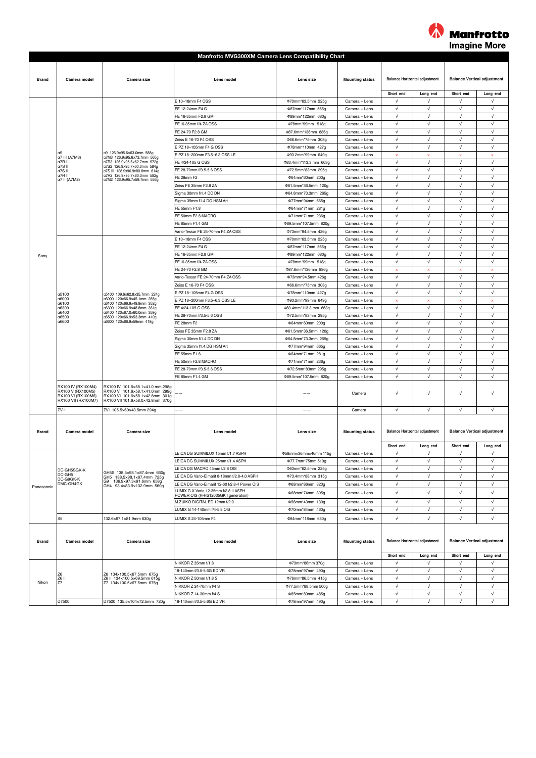Manfrotto
Imagine More

# Manfrotto MVG300XM Camera Lens Compatibility Chart

| Brand | Camera model | Camera size | Lens model | Lens size | Mounting status | Balance Horizontal adjustment | | Balance Vertical adjustment | |
|---|---|---|---|---|---|---|---|---|---|
| | | | | | | Short end | Long end | Short end | Long end |
| Sony | α9<br>α7 III (A7M3)<br>α7R III<br>α7S II<br>α7S III<br>α7R II<br>α7 II (A7M2) | α9 126.9x95.6x63.0mm 588g<br>α7M3 126.9x95.6x73.7mm 565g<br>α7R3 126.9x95.6x62.7mm 572g<br>α7S2 126.9x95.7x60.3mm 584g<br>α7S III 128.9x96.9x80.8mm 614g<br>α7R2 126.9x95.7x60.3mm 582g<br>α7M2 126.9x95.7x59.7mm 556g | E 10–18mm F4 OSS | Φ70mm*63.5mm 225g | Camera + Lens | √ | √ | √ | √ |
| | | | FE 12-24mm F4 G | Φ87mm*117mm 565g | Camera + Lens | √ | √ | √ | √ |
| | | | FE 16-35mm F2.8 GM | Φ89mm*122mm 680g | Camera + Lens | √ | √ | √ | √ |
| | | | FE16-35mm f/4 ZA OSS | Φ78mm*99mm 518g | Camera + Lens | √ | √ | √ | √ |
| | | | FE 24-70 F2.8 GM | Φ87.6mm*136mm 886g | Camera + Lens | √ | √ | √ | √ |
| | | | Zeiss E 16-70 F4 OSS | Φ66.6mm*75mm 308g | Camera + Lens | √ | √ | √ | √ |
| | | | E PZ 18–105mm F4 G OSS | Φ78mm*110mm 427g | Camera + Lens | √ | √ | √ | √ |
| | | | E PZ 18–200mm F3.5–6.3 OSS LE | Φ93.2mm*99mm 649g | Camera + Lens | × | × | × | × |
| | | | FE 4/24-105 G OSS | Φ83.4mm*113.3 mm 663g | Camera + Lens | √ | √ | √ | √ |
| | | | FE 28-70mm f/3.5-5.6 OSS | Φ72.5mm*83mm 295g | Camera + Lens | √ | √ | √ | √ |
| | | | FE 28mm F2 | Φ64mm*60mm 200g | Camera + Lens | √ | √ | √ | √ |
| | | | Zeiss FE 35mm F2.8 ZA | Φ61.5mm*36.5mm 120g | Camera + Lens | √ | √ | √ | √ |
| | | | Sigma 30mm f/1.4 DC DN | Φ64.8mm*73.3mm 265g | Camera + Lens | √ | √ | √ | √ |
| | | | Sigma 35mm f1.4 DG HSM Art | Φ77mm*94mm 665g | Camera + Lens | √ | √ | √ | √ |
| | | | FE 55mm F1.8 | Φ64mm*71mm 281g | Camera + Lens | √ | √ | √ | √ |
| | | | FE 50mm F2.8 MACRO | Φ71mm*71mm 236g | Camera + Lens | √ | √ | √ | √ |
| | | | FE 85mm F1.4 GM | Φ89.5mm*107.5mm 820g | Camera + Lens | √ | √ | √ | √ |
| | | | Vario-Tessar FE 24-70mm F4 ZA OSS | Φ73mm*94.5mm 426g | Camera + Lens | √ | √ | √ | √ |
| | α5100<br>α6000<br>α6100<br>α6300<br>α6400<br>α6500<br>α6600 | α5100 109.6x62.8x35.7mm 224g<br>α6000 120x66.9x45.1mm 285g<br>α6100 120x66.9x49.9mm 352g<br>α6300 120x66.9x48.8mm 361g<br>α6400 120x67.0x60.0mm 359g<br>α6500 120x66.9x53.3mm 410g<br>α6600 120x66.9x59mm 418g | E 10–18mm F4 OSS | Φ70mm*63.5mm 225g | Camera + Lens | √ | √ | √ | √ |
| | | | FE 12-24mm F4 G | Φ87mm*117mm 565g | Camera + Lens | √ | √ | √ | √ |
| | | | FE 16-35mm F2.8 GM | Φ89mm*122mm 680g | Camera + Lens | √ | √ | √ | √ |
| | | | FE16-35mm f/4 ZA OSS | Φ78mm*99mm 518g | Camera + Lens | √ | √ | √ | √ |
| | | | FE 24-70 F2.8 GM | Φ87.6mm*136mm 886g | Camera + Lens | × | × | × | × |
| | | | Vario-Tessar FE 24-70mm F4 ZA OSS | Φ73mm*94.5mm 426g | Camera + Lens | √ | √ | √ | √ |
| | | | Zeiss E 16-70 F4 OSS | Φ66.6mm*75mm 308g | Camera + Lens | √ | √ | √ | √ |
| | | | E PZ 18–105mm F4 G OSS | Φ78mm*110mm 427g | Camera + Lens | √ | √ | √ | √ |
| | | | E PZ 18–200mm F3.5–6.3 OSS LE | Φ93.2mm*99mm 649g | Camera + Lens | × | × | × | × |
| | | | FE 4/24-105 G OSS | Φ83.4mm*113.3 mm 663g | Camera + Lens | √ | √ | √ | √ |
| | | | FE 28-70mm f/3.5-5.6 OSS | Φ72.5mm*83mm 295g | Camera + Lens | √ | √ | √ | √ |
| | | | FE 28mm F2 | Φ64mm*60mm 200g | Camera + Lens | √ | √ | √ | √ |
| | | | Zeiss FE 35mm F2.8 ZA | Φ61.5mm*36.5mm 120g | Camera + Lens | √ | √ | √ | √ |
| | | | Sigma 30mm f/1.4 DC DN | Φ64.8mm*73.3mm 265g | Camera + Lens | √ | √ | √ | √ |
| | | | Sigma 35mm f1.4 DG HSM Art | Φ77mm*94mm 665g | Camera + Lens | √ | √ | √ | √ |
| | | | FE 55mm F1.8 | Φ64mm*71mm 281g | Camera + Lens | √ | √ | √ | √ |
| | | | FE 50mm F2.8 MACRO | Φ71mm*71mm 236g | Camera + Lens | √ | √ | √ | √ |
| | | | FE 28-70mm f/3.5-5.6 OSS | Φ72.5mm*83mm 295g | Camera + Lens | √ | √ | √ | √ |
| | | | FE 85mm F1.4 GM | Φ89.5mm*107.5mm 820g | Camera + Lens | √ | √ | √ | √ |
| | RX100 IV (RX100M4)<br>RX100 V (RX100M5)<br>RX100 VI (RX100M6)<br>RX100 VII (RX100M7) | RX100 IV 101.6x58.1x41.0 mm 298g<br>RX100 V 101.6x58.1x41.0mm 299g<br>RX100 VI 101.6x58.1x42.8mm 301g<br>RX100 VII 101.6x58.0x42.8mm 370g | —— | —— | Camera | √ | √ | √ | √ |
| | ZV-1 | ZV1 105.5x60x43.5mm 294g | —— | —— | Camera | √ | √ | √ | √ |

| Brand | Camera model | Camera size | Lens model | Lens size | Mounting status | Balance Horizontal adjustment | | Balance Vertical adjustment | |
|---|---|---|---|---|---|---|---|---|---|
| | | | | | | Short end | Long end | Short end | Long end |
| Panasonic | DC-GH5SGK-K<br>DC-GH5<br>DC-G9GK-K<br>DMC-GH4GK | GH5S 138.5×98.1×87.4mm 660g<br>GH5 138.5×98.1×87.4mm 725g<br>G9 136.9×97.3×91.6mm 658g<br>GH4 93.4×83.9×132.9mm 560g | LEICA DG SUMMILUX 15mm f/1.7 ASPH | Φ58mmx36mmx46mm 115g | Camera + Lens | √ | √ | √ | √ |
| | | | LEICA DG SUMMILUX 25mm f/1.4 ASPH | Φ77.7mm*75mm 510g | Camera + Lens | √ | √ | √ | √ |
| | | | LEICA DG MACRO 45mm f/2.8 OIS | Φ63mm*62.5mm 225g | Camera + Lens | √ | √ | √ | √ |
| | | | LEICA DG Vario-Elmarit 8-18mm f/2.8-4.0 ASPH | Φ73.4mm*88mm 315g | Camera + Lens | √ | √ | √ | √ |
| | | | LEICA DG Vario-Elmarit 12-60 f/2.8-4 Power OIS | Φ68mm*86mm 320g | Camera + Lens | √ | √ | √ | √ |
| | | | LUMIX G X Vario 12-35mm f/2.8 II ASPH POWER OIS (H-HS12035GK I generation) | Φ68mm*74mm 305g | Camera + Lens | √ | √ | √ | √ |
| | | | M.ZUIKO DIGITAL ED 12mm f/2.0 | Φ56mm*43mm 130g | Camera + Lens | √ | √ | √ | √ |
| | | | LUMIX G 14-140mm f/4-5.8 OIS | Φ70mm*84mm 460g | Camera + Lens | √ | √ | √ | √ |
| | S5 | 132.6x97.1x81.9mm 630g | LUMIX S 24-105mm F4 | Φ84mm*118mm 680g | Camera + Lens | √ | √ | √ | √ |

| Brand | Camera model | Camera size | Lens model | Lens size | Mounting status | Balance Horizontal adjustment | | Balance Vertical adjustment | |
|---|---|---|---|---|---|---|---|---|---|
| | | | | | | Short end | Long end | Short end | Long end |
| Nikon | Z6<br>Z6 II<br>Z7 | Z6 134x100.5x67.5mm 675g<br>Z6 II 134x100.5x69.5mm 615g<br>Z7 134x100.5x67.5mm 675g | NIKKOR Z 35mm f/1.8 | Φ73mm*86mm 370g | Camera + Lens | √ | √ | √ | √ |
| | | | 18-140mm f/3.5-5.6G ED VR | Φ78mm*97mm 490g | Camera + Lens | √ | √ | √ | √ |
| | | | NIKKOR Z 50mm f/1.8 S | Φ76mm*86.5mm 415g | Camera + Lens | √ | √ | √ | √ |
| | | | NIKKOR Z 24-70mm f/4 S | Φ77.5mm*88.5mm 500g | Camera + Lens | √ | √ | √ | √ |
| | | | NIKKOR Z 14-30mm f/4 S | Φ85mm*89mm 485g | Camera + Lens | √ | √ | √ | √ |
| | D7500 | D7500 135.5×104×72.5mm 720g | 18-140mm f/3.5-5.6G ED VR | Φ78mm*97mm 490g | Camera + Lens | √ | √ | √ | √ |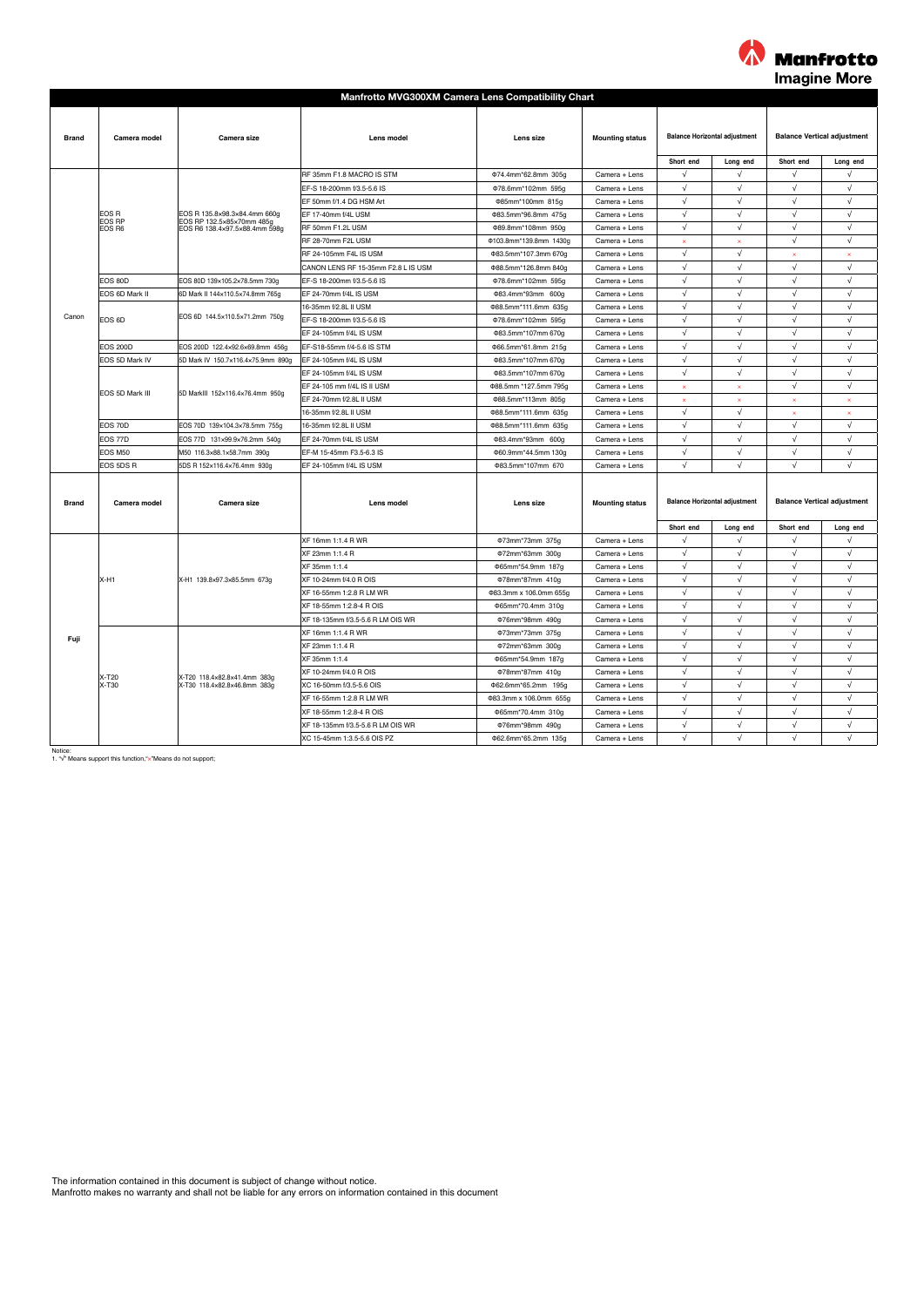# Manfrotto MVG300XM Camera Lens Compatibility Chart

| Brand | Camera model | Camera size | Lens model | Lens size | Mounting status | Balance Horizontal adjustment | | Balance Vertical adjustment | |
|---|---|---|---|---|---|---|---|---|---|
| | | | | | | Short end | Long end | Short end | Long end |
| Canon | EOS R EOS RP EOS R6 | EOS R 135.8x98.3x84.4mm 660g EOS RP 132.5x85x70mm 485g EOS R6 138.4x97.5x88.4mm 598g | RF 35mm F1.8 MACRO IS STM | Φ74.4mm*62.8mm 305g | Camera + Lens | √ | √ | √ | √ |
| | | | EF-S 18-200mm f/3.5-5.6 IS | Φ78.6mm*102mm 595g | Camera + Lens | √ | √ | √ | √ |
| | | | EF 50mm f/1.4 DG HSM Art | Φ85mm*100mm 815g | Camera + Lens | √ | √ | √ | √ |
| | | | EF 17-40mm f/4L USM | Φ83.5mm*96.8mm 475g | Camera + Lens | √ | √ | √ | √ |
| | | | RF 50mm F1.2L USM | Φ89.8mm*108mm 950g | Camera + Lens | √ | √ | √ | √ |
| | | | RF 28-70mm F2L USM | Φ103.8mm*139.8mm 1430g | Camera + Lens | × | × | √ | √ |
| | | | RF 24-105mm F4L IS USM | Φ83.5mm*107.3mm 670g | Camera + Lens | √ | √ | × | × |
| | | | CANON LENS RF 15-35mm F2.8 L IS USM | Φ88.5mm*126.8mm 840g | Camera + Lens | √ | √ | √ | √ |
| | EOS 80D | EOS 80D 139×105.2×78.5mm 730g | EF-S 18-200mm f/3.5-5.6 IS | Φ78.6mm*102mm 595g | Camera + Lens | √ | √ | √ | √ |
| | EOS 6D Mark II | 6D Mark II 144x110.5x74.8mm 765g | EF 24-70mm f/4L IS USM | Φ83.4mm*93mm 600g | Camera + Lens | √ | √ | √ | √ |
| | EOS 6D | EOS 6D 144.5×110.5×71.2mm 750g | 16-35mm f/2.8L II USM | Φ88.5mm*111.6mm 635g | Camera + Lens | √ | √ | √ | √ |
| | | | EF-S 18-200mm f/3.5-5.6 IS | Φ78.6mm*102mm 595g | Camera + Lens | √ | √ | √ | √ |
| | | | EF 24-105mm f/4L IS USM | Φ83.5mm*107mm 670g | Camera + Lens | √ | √ | √ | √ |
| | EOS 200D | EOS 200D 122.4x92.6x69.8mm 456g | EF-S18-55mm f/4-5.6 IS STM | Φ66.5mm*61.8mm 215g | Camera + Lens | √ | √ | √ | √ |
| | EOS 5D Mark IV | 5D Mark IV 150.7x116.4x75.9mm 890g | EF 24-105mm f/4L IS USM | Φ83.5mm*107mm 670g | Camera + Lens | √ | √ | √ | √ |
| | EOS 5D Mark III | 5D MarkIII 152x116.4x76.4mm 950g | EF 24-105mm f/4L IS USM | Φ83.5mm*107mm 670g | Camera + Lens | √ | √ | √ | √ |
| | | | EF 24-105 mm f/4L IS II USM | Φ88.5mm *127.5mm 795g | Camera + Lens | × | × | √ | √ |
| | | | EF 24-70mm f/2.8L II USM | Φ88.5mm*113mm 805g | Camera + Lens | × | × | × | × |
| | | | 16-35mm f/2.8L II USM | Φ88.5mm*111.6mm 635g | Camera + Lens | √ | √ | × | × |
| | EOS 70D | EOS 70D 139x104.3x78.5mm 755g | 16-35mm f/2.8L II USM | Φ88.5mm*111.6mm 635g | Camera + Lens | √ | √ | √ | √ |
| | EOS 77D | EOS 77D 131x99.9x76.2mm 540g | EF 24-70mm f/4L IS USM | Φ83.4mm*93mm 600g | Camera + Lens | √ | √ | √ | √ |
| | EOS M50 | M50 116.3x88.1x58.7mm 390g | EF-M 15-45mm F3.5-6.3 IS | Φ60.9mm*44.5mm 130g | Camera + Lens | √ | √ | √ | √ |
| | EOS 5DS R | 5DS R 152x116.4x76.4mm 930g | EF 24-105mm f/4L IS USM | Φ83.5mm*107mm 670 | Camera + Lens | √ | √ | √ | √ |

| Brand | Camera model | Camera size | Lens model | Lens size | Mounting status | Balance Horizontal adjustment | | Balance Vertical adjustment | |
|---|---|---|---|---|---|---|---|---|---|
| | | | | | | Short end | Long end | Short end | Long end |
| Fuji | X-H1 | X-H1 139.8x97.3x85.5mm 673g | XF 16mm 1:1.4 R WR | Φ73mm*73mm 375g | Camera + Lens | √ | √ | √ | √ |
| | | | XF 23mm 1:1.4 R | Φ72mm*63mm 300g | Camera + Lens | √ | √ | √ | √ |
| | | | XF 35mm 1:1.4 | Φ65mm*54.9mm 187g | Camera + Lens | √ | √ | √ | √ |
| | | | XF 10-24mm f/4.0 R OIS | Φ78mm*87mm 410g | Camera + Lens | √ | √ | √ | √ |
| | | | XF 16-55mm 1:2.8 R LM WR | Φ83.3mm x 106.0mm 655g | Camera + Lens | √ | √ | √ | √ |
| | | | XF 18-55mm 1:2.8-4 R OIS | Φ65mm*70.4mm 310g | Camera + Lens | √ | √ | √ | √ |
| | | | XF 18-135mm f/3.5-5.6 R LM OIS WR | Φ76mm*98mm 490g | Camera + Lens | √ | √ | √ | √ |
| | X-T20 X-T30 | X-T20 118.4x82.8x41.4mm 383g X-T30 118.4x82.8x46.8mm 383g | XF 16mm 1:1.4 R WR | Φ73mm*73mm 375g | Camera + Lens | √ | √ | √ | √ |
| | | | XF 23mm 1:1.4 R | Φ72mm*63mm 300g | Camera + Lens | √ | √ | √ | √ |
| | | | XF 35mm 1:1.4 | Φ65mm*54.9mm 187g | Camera + Lens | √ | √ | √ | √ |
| | | | XF 10-24mm f/4.0 R OIS | Φ78mm*87mm 410g | Camera + Lens | √ | √ | √ | √ |
| | | | XC 16-50mm f/3.5-5.6 OIS | Φ62.6mm*65.2mm 195g | Camera + Lens | √ | √ | √ | √ |
| | | | XF 16-55mm 1:2.8 R LM WR | Φ83.3mm x 106.0mm 655g | Camera + Lens | √ | √ | √ | √ |
| | | | XF 18-55mm 1:2.8-4 R OIS | Φ65mm*70.4mm 310g | Camera + Lens | √ | √ | √ | √ |
| | | | XF 18-135mm f/3.5-5.6 R LM OIS WR | Φ76mm*98mm 490g | Camera + Lens | √ | √ | √ | √ |
| | | | XC 15-45mm 1:3.5-5.6 OIS PZ | Φ62.6mm*65.2mm 135g | Camera + Lens | √ | √ | √ | √ |

Notice:
1. "√" Means support this function,"×"Means do not support;

The information contained in this document is subject of change without notice.
Manfrotto makes no warranty and shall not be liable for any errors on information contained in this document